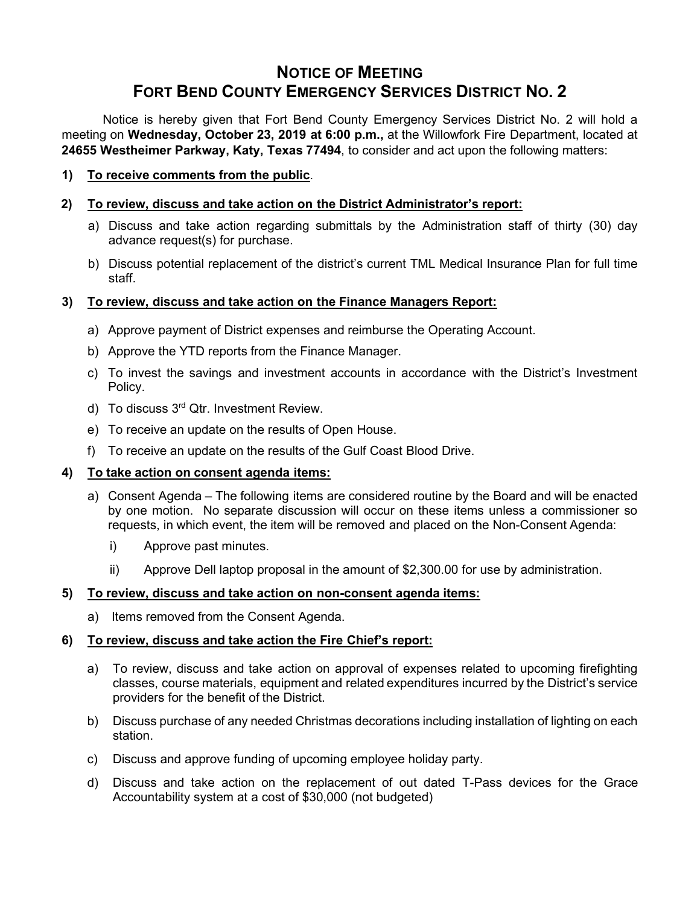# NOTICE OF MEETING
# FORT BEND COUNTY EMERGENCY SERVICES DISTRICT NO. 2

Notice is hereby given that Fort Bend County Emergency Services District No. 2 will hold a meeting on **Wednesday, October 23, 2019 at 6:00 p.m.,** at the Willowfork Fire Department, located at **24655 Westheimer Parkway, Katy, Texas 77494**, to consider and act upon the following matters:

**1) <u>To receive comments from the public</u>.**

**2) <u>To review, discuss and take action on the District Administrator's report:</u>**

a) Discuss and take action regarding submittals by the Administration staff of thirty (30) day advance request(s) for purchase.

b) Discuss potential replacement of the district's current TML Medical Insurance Plan for full time staff.

**3) <u>To review, discuss and take action on the Finance Managers Report:</u>**

a) Approve payment of District expenses and reimburse the Operating Account.

b) Approve the YTD reports from the Finance Manager.

c) To invest the savings and investment accounts in accordance with the District's Investment Policy.

d) To discuss 3rd Qtr. Investment Review.

e) To receive an update on the results of Open House.

f) To receive an update on the results of the Gulf Coast Blood Drive.

**4) <u>To take action on consent agenda items:</u>**

a) Consent Agenda – The following items are considered routine by the Board and will be enacted by one motion. No separate discussion will occur on these items unless a commissioner so requests, in which event, the item will be removed and placed on the Non-Consent Agenda:

i) Approve past minutes.

ii) Approve Dell laptop proposal in the amount of $2,300.00 for use by administration.

**5) <u>To review, discuss and take action on non-consent agenda items:</u>**

a) Items removed from the Consent Agenda.

**6) <u>To review, discuss and take action the Fire Chief's report:</u>**

a) To review, discuss and take action on approval of expenses related to upcoming firefighting classes, course materials, equipment and related expenditures incurred by the District's service providers for the benefit of the District.

b) Discuss purchase of any needed Christmas decorations including installation of lighting on each station.

c) Discuss and approve funding of upcoming employee holiday party.

d) Discuss and take action on the replacement of out dated T-Pass devices for the Grace Accountability system at a cost of $30,000 (not budgeted)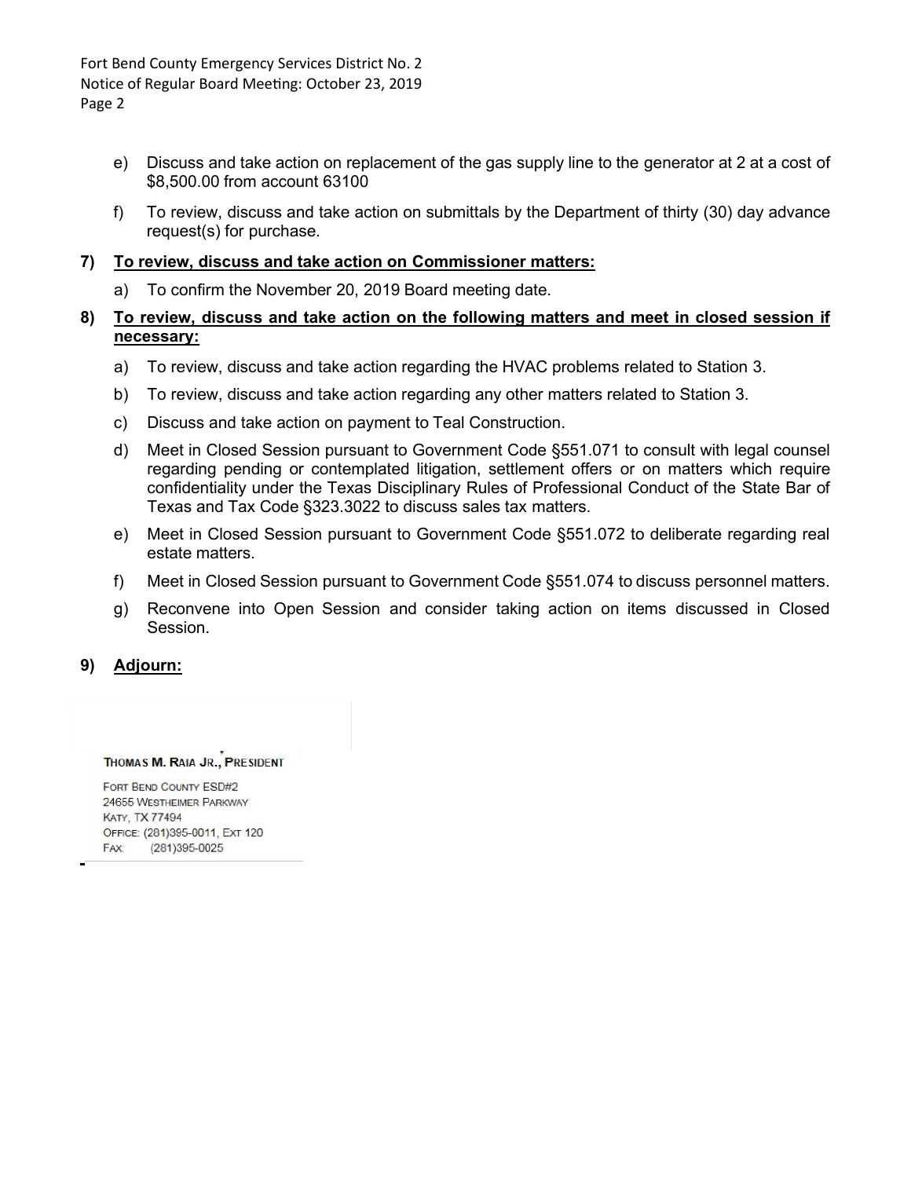e) Discuss and take action on replacement of the gas supply line to the generator at 2 at a cost of $8,500.00 from account 63100

f) To review, discuss and take action on submittals by the Department of thirty (30) day advance request(s) for purchase.

**7) <u>To review, discuss and take action on Commissioner matters:</u>**

a) To confirm the November 20, 2019 Board meeting date.

**8) <u>To review, discuss and take action on the following matters and meet in closed session if necessary:</u>**

a) To review, discuss and take action regarding the HVAC problems related to Station 3.

b) To review, discuss and take action regarding any other matters related to Station 3.

c) Discuss and take action on payment to Teal Construction.

d) Meet in Closed Session pursuant to Government Code §551.071 to consult with legal counsel regarding pending or contemplated litigation, settlement offers or on matters which require confidentiality under the Texas Disciplinary Rules of Professional Conduct of the State Bar of Texas and Tax Code §323.3022 to discuss sales tax matters.

e) Meet in Closed Session pursuant to Government Code §551.072 to deliberate regarding real estate matters.

f) Meet in Closed Session pursuant to Government Code §551.074 to discuss personnel matters.

g) Reconvene into Open Session and consider taking action on items discussed in Closed Session.

**9) <u>Adjourn:</u>**

THOMAS M. RAIA JR., PRESIDENT

FORT BEND COUNTY ESD#2
24655 WESTHEIMER PARKWAY
KATY, TX 77494
OFFICE: (281)395-0011, EXT 120
FAX: (281)395-0025